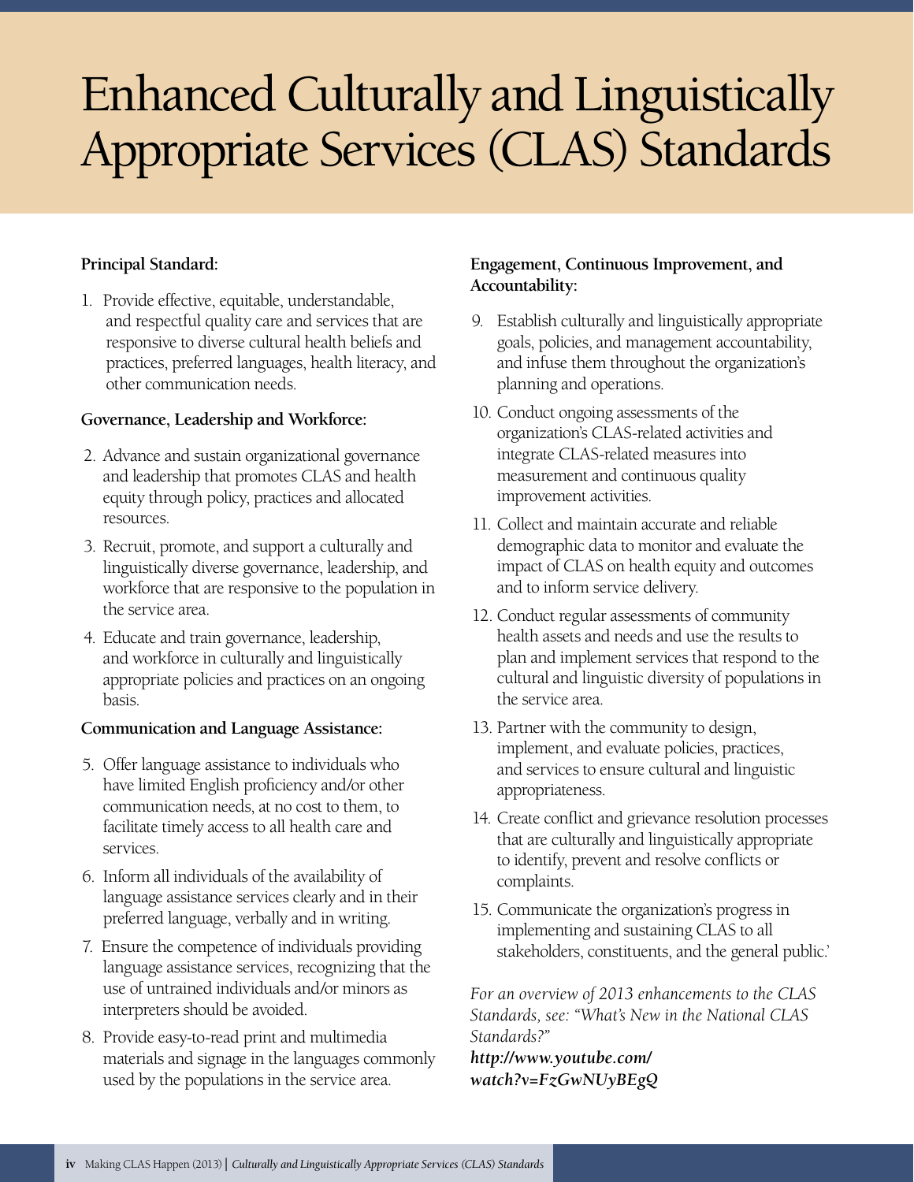# Enhanced Culturally and Linguistically Appropriate Services (CLAS) Standards

**Principal Standard:**

1. Provide effective, equitable, understandable, and respectful quality care and services that are responsive to diverse cultural health beliefs and practices, preferred languages, health literacy, and other communication needs.

**Governance, Leadership and Workforce:**

2. Advance and sustain organizational governance and leadership that promotes CLAS and health equity through policy, practices and allocated resources.
3. Recruit, promote, and support a culturally and linguistically diverse governance, leadership, and workforce that are responsive to the population in the service area.
4. Educate and train governance, leadership, and workforce in culturally and linguistically appropriate policies and practices on an ongoing basis.

**Communication and Language Assistance:**

5. Offer language assistance to individuals who have limited English proficiency and/or other communication needs, at no cost to them, to facilitate timely access to all health care and services.
6. Inform all individuals of the availability of language assistance services clearly and in their preferred language, verbally and in writing.
7. Ensure the competence of individuals providing language assistance services, recognizing that the use of untrained individuals and/or minors as interpreters should be avoided.
8. Provide easy-to-read print and multimedia materials and signage in the languages commonly used by the populations in the service area.

**Engagement, Continuous Improvement, and Accountability:**

9. Establish culturally and linguistically appropriate goals, policies, and management accountability, and infuse them throughout the organization's planning and operations.
10. Conduct ongoing assessments of the organization's CLAS-related activities and integrate CLAS-related measures into measurement and continuous quality improvement activities.
11. Collect and maintain accurate and reliable demographic data to monitor and evaluate the impact of CLAS on health equity and outcomes and to inform service delivery.
12. Conduct regular assessments of community health assets and needs and use the results to plan and implement services that respond to the cultural and linguistic diversity of populations in the service area.
13. Partner with the community to design, implement, and evaluate policies, practices, and services to ensure cultural and linguistic appropriateness.
14. Create conflict and grievance resolution processes that are culturally and linguistically appropriate to identify, prevent and resolve conflicts or complaints.
15. Communicate the organization's progress in implementing and sustaining CLAS to all stakeholders, constituents, and the general public.'

*For an overview of 2013 enhancements to the CLAS Standards, see: "What's New in the National CLAS Standards?"*
***http://www.youtube.com/watch?v=FzGwNUyBEgQ***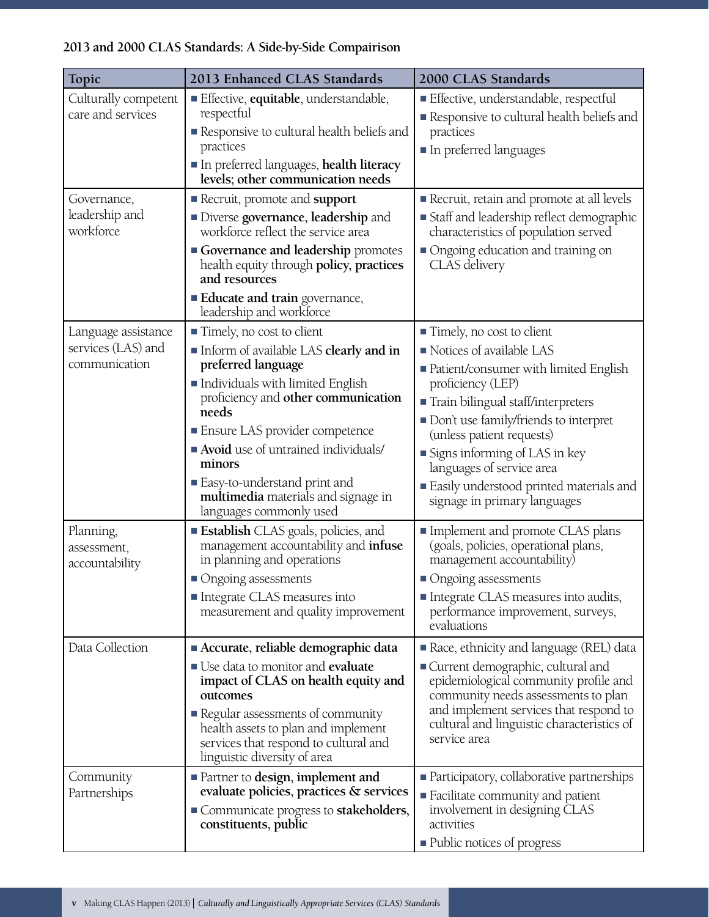**2013 and 2000 CLAS Standards: A Side-by-Side Compairison**

| Topic | 2013 Enhanced CLAS Standards | 2000 CLAS Standards |
|---|---|---|
| Culturally competent care and services | ■ Effective, **equitable**, understandable, respectful<br>■ Responsive to cultural health beliefs and practices<br>■ In preferred languages, **health literacy levels; other communication needs** | ■ Effective, understandable, respectful<br>■ Responsive to cultural health beliefs and practices<br>■ In preferred languages |
| Governance, leadership and workforce | ■ Recruit, promote and **support**<br>■ Diverse **governance**, **leadership** and workforce reflect the service area<br>■ **Governance and leadership** promotes health equity through **policy, practices and resources**<br>■ **Educate and train** governance, leadership and workforce | ■ Recruit, retain and promote at all levels<br>■ Staff and leadership reflect demographic characteristics of population served<br>■ Ongoing education and training on CLAS delivery |
| Language assistance services (LAS) and communication | ■ Timely, no cost to client<br>■ Inform of available LAS **clearly and in preferred language**<br>■ Individuals with limited English proficiency and **other communication needs**<br>■ Ensure LAS provider competence<br>■ **Avoid** use of untrained individuals/ **minors**<br>■ Easy-to-understand print and **multimedia** materials and signage in languages commonly used | ■ Timely, no cost to client<br>■ Notices of available LAS<br>■ Patient/consumer with limited English proficiency (LEP)<br>■ Train bilingual staff/interpreters<br>■ Don't use family/friends to interpret (unless patient requests)<br>■ Signs informing of LAS in key languages of service area<br>■ Easily understood printed materials and signage in primary languages |
| Planning, assessment, accountability | ■ **Establish** CLAS goals, policies, and management accountability and **infuse** in planning and operations<br>■ Ongoing assessments<br>■ Integrate CLAS measures into measurement and quality improvement | ■ Implement and promote CLAS plans (goals, policies, operational plans, management accountability)<br>■ Ongoing assessments<br>■ Integrate CLAS measures into audits, performance improvement, surveys, evaluations |
| Data Collection | ■ **Accurate, reliable demographic data**<br>■ Use data to monitor and **evaluate impact of CLAS on health equity and outcomes**<br>■ Regular assessments of community health assets to plan and implement services that respond to cultural and linguistic diversity of area | ■ Race, ethnicity and language (REL) data<br>■ Current demographic, cultural and epidemiological community profile and community needs assessments to plan and implement services that respond to cultural and linguistic characteristics of service area |
| Community Partnerships | ■ Partner to **design, implement and evaluate policies, practices & services**<br>■ Communicate progress to **stakeholders, constituents, public** | ■ Participatory, collaborative partnerships<br>■ Facilitate community and patient involvement in designing CLAS activities<br>■ Public notices of progress |